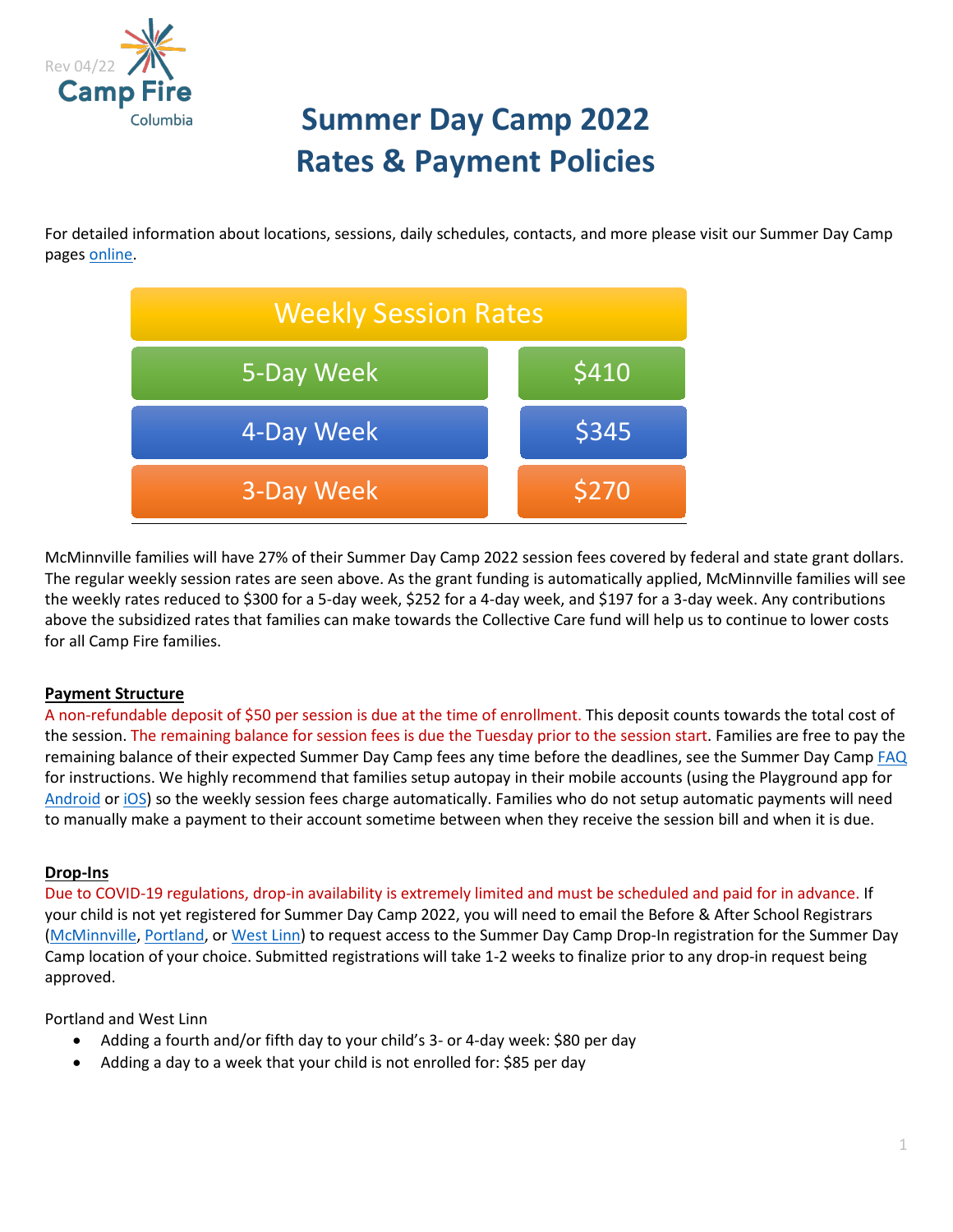Rev 04/22

Camp Fire Columbia

# Summer Day Camp 2022
# Rates & Payment Policies

For detailed information about locations, sessions, daily schedules, contacts, and more please visit our Summer Day Camp pages online.

| Weekly Session Rates | |
|---|---|
| 5-Day Week | $410 |
| 4-Day Week | $345 |
| 3-Day Week | $270 |

McMinnville families will have 27% of their Summer Day Camp 2022 session fees covered by federal and state grant dollars. The regular weekly session rates are seen above. As the grant funding is automatically applied, McMinnville families will see the weekly rates reduced to $300 for a 5-day week, $252 for a 4-day week, and $197 for a 3-day week. Any contributions above the subsidized rates that families can make towards the Collective Care fund will help us to continue to lower costs for all Camp Fire families.

**Payment Structure**

A non-refundable deposit of $50 per session is due at the time of enrollment. This deposit counts towards the total cost of the session. The remaining balance for session fees is due the Tuesday prior to the session start. Families are free to pay the remaining balance of their expected Summer Day Camp fees any time before the deadlines, see the Summer Day Camp FAQ for instructions. We highly recommend that families setup autopay in their mobile accounts (using the Playground app for Android or iOS) so the weekly session fees charge automatically. Families who do not setup automatic payments will need to manually make a payment to their account sometime between when they receive the session bill and when it is due.

**Drop-Ins**

Due to COVID-19 regulations, drop-in availability is extremely limited and must be scheduled and paid for in advance. If your child is not yet registered for Summer Day Camp 2022, you will need to email the Before & After School Registrars (McMinnville, Portland, or West Linn) to request access to the Summer Day Camp Drop-In registration for the Summer Day Camp location of your choice. Submitted registrations will take 1-2 weeks to finalize prior to any drop-in request being approved.

Portland and West Linn

- Adding a fourth and/or fifth day to your child's 3- or 4-day week: $80 per day
- Adding a day to a week that your child is not enrolled for: $85 per day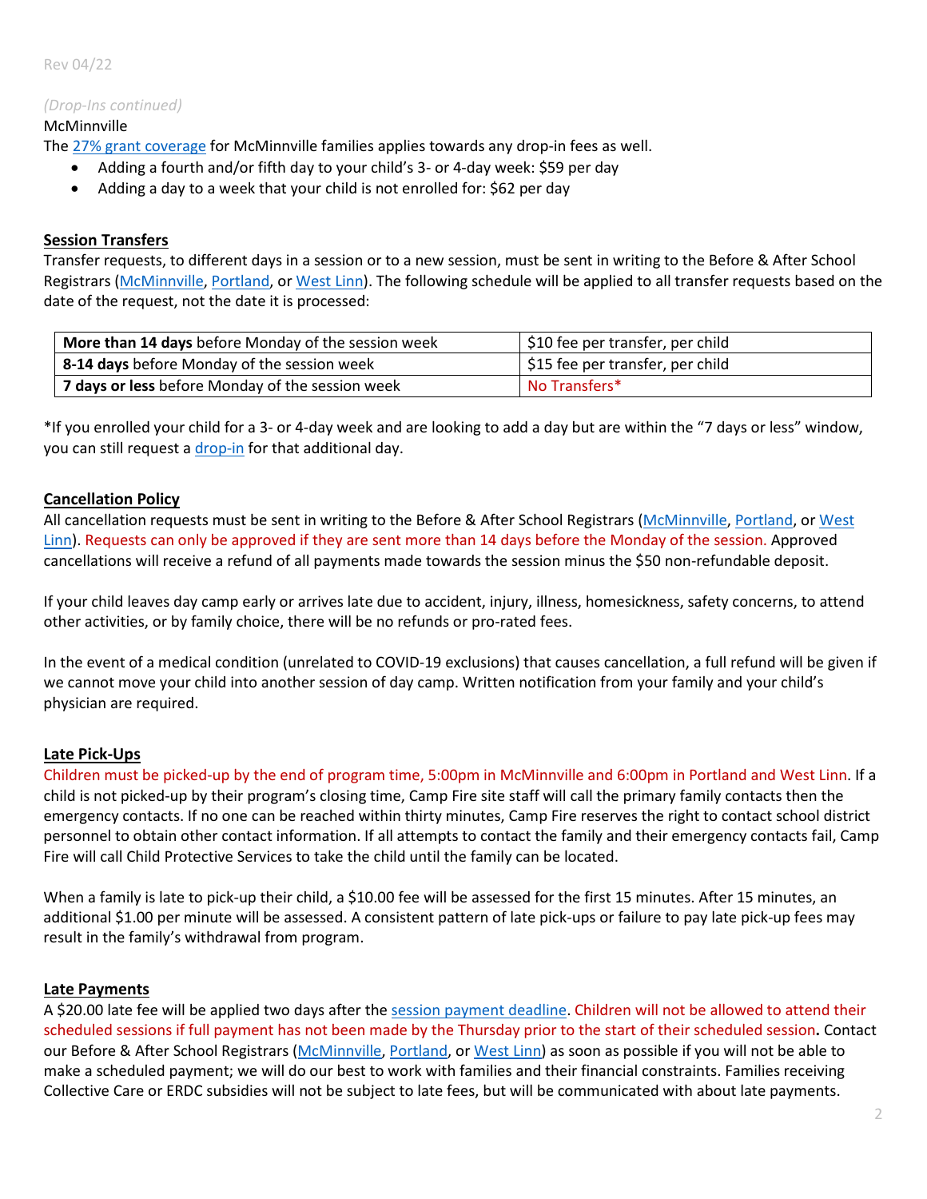*(Drop-Ins continued)*

McMinnville

The 27% grant coverage for McMinnville families applies towards any drop-in fees as well.

- Adding a fourth and/or fifth day to your child's 3- or 4-day week: $59 per day
- Adding a day to a week that your child is not enrolled for: $62 per day

## Session Transfers

Transfer requests, to different days in a session or to a new session, must be sent in writing to the Before & After School Registrars (McMinnville, Portland, or West Linn). The following schedule will be applied to all transfer requests based on the date of the request, not the date it is processed:

| | |
|---|---|
| **More than 14 days** before Monday of the session week | $10 fee per transfer, per child |
| **8-14 days** before Monday of the session week | $15 fee per transfer, per child |
| **7 days or less** before Monday of the session week | No Transfers* |

*If you enrolled your child for a 3- or 4-day week and are looking to add a day but are within the "7 days or less" window, you can still request a drop-in for that additional day.

## Cancellation Policy

All cancellation requests must be sent in writing to the Before & After School Registrars (McMinnville, Portland, or West Linn). Requests can only be approved if they are sent more than 14 days before the Monday of the session. Approved cancellations will receive a refund of all payments made towards the session minus the $50 non-refundable deposit.

If your child leaves day camp early or arrives late due to accident, injury, illness, homesickness, safety concerns, to attend other activities, or by family choice, there will be no refunds or pro-rated fees.

In the event of a medical condition (unrelated to COVID-19 exclusions) that causes cancellation, a full refund will be given if we cannot move your child into another session of day camp. Written notification from your family and your child's physician are required.

## Late Pick-Ups

Children must be picked-up by the end of program time, 5:00pm in McMinnville and 6:00pm in Portland and West Linn. If a child is not picked-up by their program's closing time, Camp Fire site staff will call the primary family contacts then the emergency contacts. If no one can be reached within thirty minutes, Camp Fire reserves the right to contact school district personnel to obtain other contact information. If all attempts to contact the family and their emergency contacts fail, Camp Fire will call Child Protective Services to take the child until the family can be located.

When a family is late to pick-up their child, a $10.00 fee will be assessed for the first 15 minutes. After 15 minutes, an additional $1.00 per minute will be assessed. A consistent pattern of late pick-ups or failure to pay late pick-up fees may result in the family's withdrawal from program.

## Late Payments

A $20.00 late fee will be applied two days after the session payment deadline. Children will not be allowed to attend their scheduled sessions if full payment has not been made by the Thursday prior to the start of their scheduled session**.** Contact our Before & After School Registrars (McMinnville, Portland, or West Linn) as soon as possible if you will not be able to make a scheduled payment; we will do our best to work with families and their financial constraints. Families receiving Collective Care or ERDC subsidies will not be subject to late fees, but will be communicated with about late payments.